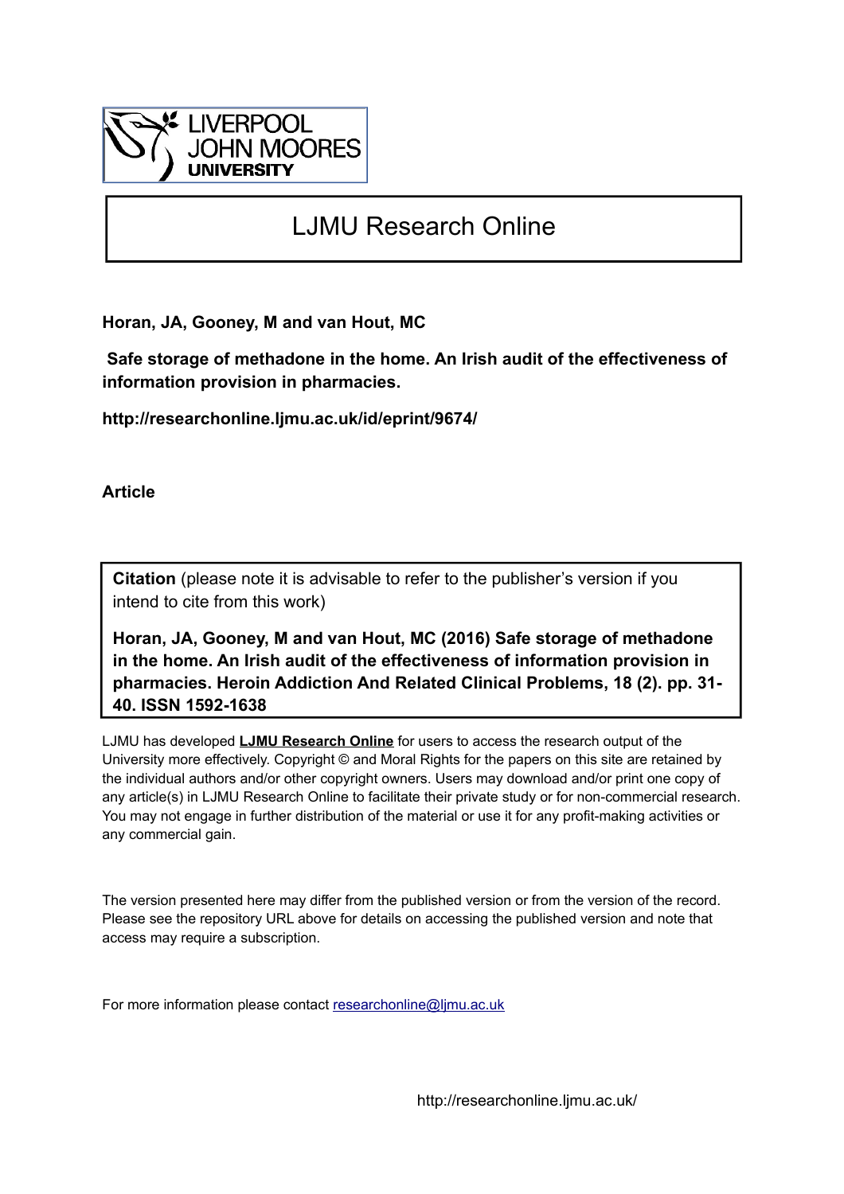LIVERPOOL JOHN MOORES UNIVERSITY

# LJMU Research Online

**Horan, JA, Gooney, M and van Hout, MC**

**Safe storage of methadone in the home. An Irish audit of the effectiveness of information provision in pharmacies.**

**http://researchonline.ljmu.ac.uk/id/eprint/9674/**

**Article**

**Citation** (please note it is advisable to refer to the publisher's version if you intend to cite from this work)

**Horan, JA, Gooney, M and van Hout, MC (2016) Safe storage of methadone in the home. An Irish audit of the effectiveness of information provision in pharmacies. Heroin Addiction And Related Clinical Problems, 18 (2). pp. 31-40. ISSN 1592-1638**

LJMU has developed **LJMU Research Online** for users to access the research output of the University more effectively. Copyright © and Moral Rights for the papers on this site are retained by the individual authors and/or other copyright owners. Users may download and/or print one copy of any article(s) in LJMU Research Online to facilitate their private study or for non-commercial research. You may not engage in further distribution of the material or use it for any profit-making activities or any commercial gain.

The version presented here may differ from the published version or from the version of the record. Please see the repository URL above for details on accessing the published version and note that access may require a subscription.

For more information please contact researchonline@ljmu.ac.uk

http://researchonline.ljmu.ac.uk/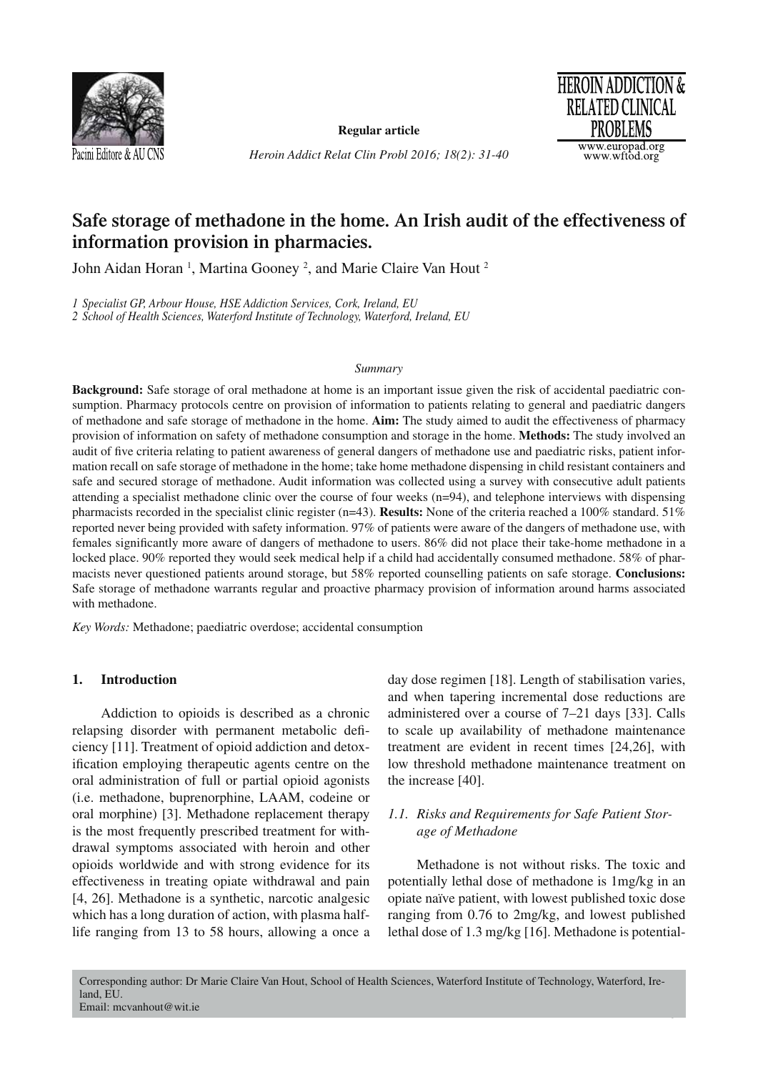# Safe storage of methadone in the home. An Irish audit of the effectiveness of information provision in pharmacies.

John Aidan Horan [1], Martina Gooney [2], and Marie Claire Van Hout [2]

*1 Specialist GP, Arbour House, HSE Addiction Services, Cork, Ireland, EU*
*2 School of Health Sciences, Waterford Institute of Technology, Waterford, Ireland, EU*

*Summary*

**Background:** Safe storage of oral methadone at home is an important issue given the risk of accidental paediatric consumption. Pharmacy protocols centre on provision of information to patients relating to general and paediatric dangers of methadone and safe storage of methadone in the home. **Aim:** The study aimed to audit the effectiveness of pharmacy provision of information on safety of methadone consumption and storage in the home. **Methods:** The study involved an audit of five criteria relating to patient awareness of general dangers of methadone use and paediatric risks, patient information recall on safe storage of methadone in the home; take home methadone dispensing in child resistant containers and safe and secured storage of methadone. Audit information was collected using a survey with consecutive adult patients attending a specialist methadone clinic over the course of four weeks (n=94), and telephone interviews with dispensing pharmacists recorded in the specialist clinic register (n=43). **Results:** None of the criteria reached a 100% standard. 51% reported never being provided with safety information. 97% of patients were aware of the dangers of methadone use, with females significantly more aware of dangers of methadone to users. 86% did not place their take-home methadone in a locked place. 90% reported they would seek medical help if a child had accidentally consumed methadone. 58% of pharmacists never questioned patients around storage, but 58% reported counselling patients on safe storage. **Conclusions:** Safe storage of methadone warrants regular and proactive pharmacy provision of information around harms associated with methadone.

*Key Words:* Methadone; paediatric overdose; accidental consumption

## 1. Introduction

Addiction to opioids is described as a chronic relapsing disorder with permanent metabolic deficiency [11]. Treatment of opioid addiction and detoxification employing therapeutic agents centre on the oral administration of full or partial opioid agonists (i.e. methadone, buprenorphine, LAAM, codeine or oral morphine) [3]. Methadone replacement therapy is the most frequently prescribed treatment for withdrawal symptoms associated with heroin and other opioids worldwide and with strong evidence for its effectiveness in treating opiate withdrawal and pain [4, 26]. Methadone is a synthetic, narcotic analgesic which has a long duration of action, with plasma half-life ranging from 13 to 58 hours, allowing a once a day dose regimen [18]. Length of stabilisation varies, and when tapering incremental dose reductions are administered over a course of 7–21 days [33]. Calls to scale up availability of methadone maintenance treatment are evident in recent times [24,26], with low threshold methadone maintenance treatment on the increase [40].

### 1.1. Risks and Requirements for Safe Patient Storage of Methadone

Methadone is not without risks. The toxic and potentially lethal dose of methadone is 1mg/kg in an opiate naïve patient, with lowest published toxic dose ranging from 0.76 to 2mg/kg, and lowest published lethal dose of 1.3 mg/kg [16]. Methadone is potential-

Corresponding author: Dr Marie Claire Van Hout, School of Health Sciences, Waterford Institute of Technology, Waterford, Ireland, EU.
Email: mcvanhout@wit.ie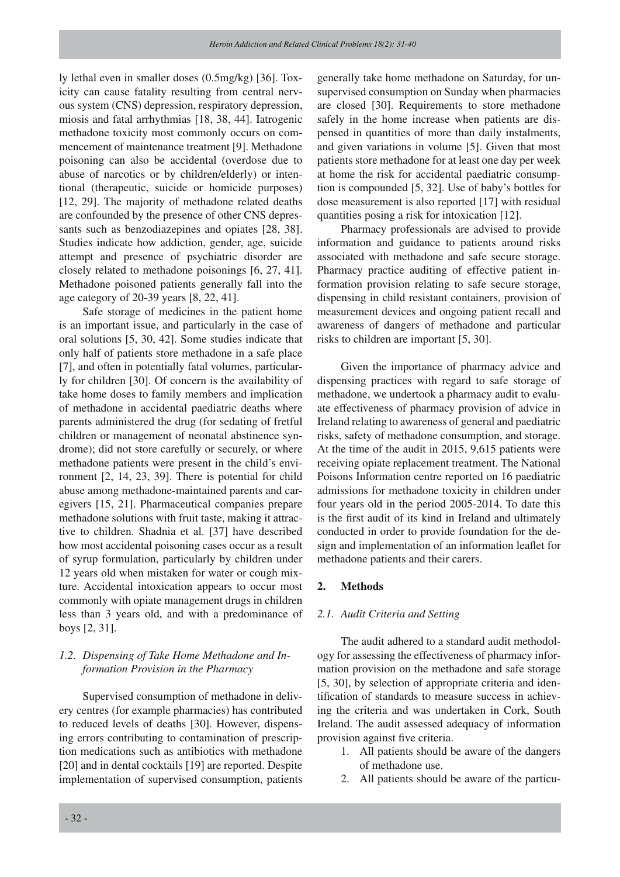ly lethal even in smaller doses (0.5mg/kg) [36]. Toxicity can cause fatality resulting from central nervous system (CNS) depression, respiratory depression, miosis and fatal arrhythmias [18, 38, 44]. Iatrogenic methadone toxicity most commonly occurs on commencement of maintenance treatment [9]. Methadone poisoning can also be accidental (overdose due to abuse of narcotics or by children/elderly) or intentional (therapeutic, suicide or homicide purposes) [12, 29]. The majority of methadone related deaths are confounded by the presence of other CNS depressants such as benzodiazepines and opiates [28, 38]. Studies indicate how addiction, gender, age, suicide attempt and presence of psychiatric disorder are closely related to methadone poisonings [6, 27, 41]. Methadone poisoned patients generally fall into the age category of 20-39 years [8, 22, 41].

Safe storage of medicines in the patient home is an important issue, and particularly in the case of oral solutions [5, 30, 42]. Some studies indicate that only half of patients store methadone in a safe place [7], and often in potentially fatal volumes, particularly for children [30]. Of concern is the availability of take home doses to family members and implication of methadone in accidental paediatric deaths where parents administered the drug (for sedating of fretful children or management of neonatal abstinence syndrome); did not store carefully or securely, or where methadone patients were present in the child's environment [2, 14, 23, 39]. There is potential for child abuse among methadone-maintained parents and caregivers [15, 21]. Pharmaceutical companies prepare methadone solutions with fruit taste, making it attractive to children. Shadnia et al. [37] have described how most accidental poisoning cases occur as a result of syrup formulation, particularly by children under 12 years old when mistaken for water or cough mixture. Accidental intoxication appears to occur most commonly with opiate management drugs in children less than 3 years old, and with a predominance of boys [2, 31].

### *1.2. Dispensing of Take Home Methadone and Information Provision in the Pharmacy*

Supervised consumption of methadone in delivery centres (for example pharmacies) has contributed to reduced levels of deaths [30]. However, dispensing errors contributing to contamination of prescription medications such as antibiotics with methadone [20] and in dental cocktails [19] are reported. Despite implementation of supervised consumption, patients generally take home methadone on Saturday, for unsupervised consumption on Sunday when pharmacies are closed [30]. Requirements to store methadone safely in the home increase when patients are dispensed in quantities of more than daily instalments, and given variations in volume [5]. Given that most patients store methadone for at least one day per week at home the risk for accidental paediatric consumption is compounded [5, 32]. Use of baby's bottles for dose measurement is also reported [17] with residual quantities posing a risk for intoxication [12].

Pharmacy professionals are advised to provide information and guidance to patients around risks associated with methadone and safe secure storage. Pharmacy practice auditing of effective patient information provision relating to safe secure storage, dispensing in child resistant containers, provision of measurement devices and ongoing patient recall and awareness of dangers of methadone and particular risks to children are important [5, 30].

Given the importance of pharmacy advice and dispensing practices with regard to safe storage of methadone, we undertook a pharmacy audit to evaluate effectiveness of pharmacy provision of advice in Ireland relating to awareness of general and paediatric risks, safety of methadone consumption, and storage. At the time of the audit in 2015, 9,615 patients were receiving opiate replacement treatment. The National Poisons Information centre reported on 16 paediatric admissions for methadone toxicity in children under four years old in the period 2005-2014. To date this is the first audit of its kind in Ireland and ultimately conducted in order to provide foundation for the design and implementation of an information leaflet for methadone patients and their carers.

## 2. Methods

### *2.1. Audit Criteria and Setting*

The audit adhered to a standard audit methodology for assessing the effectiveness of pharmacy information provision on the methadone and safe storage [5, 30], by selection of appropriate criteria and identification of standards to measure success in achieving the criteria and was undertaken in Cork, South Ireland. The audit assessed adequacy of information provision against five criteria.

1. All patients should be aware of the dangers of methadone use.
2. All patients should be aware of the particu-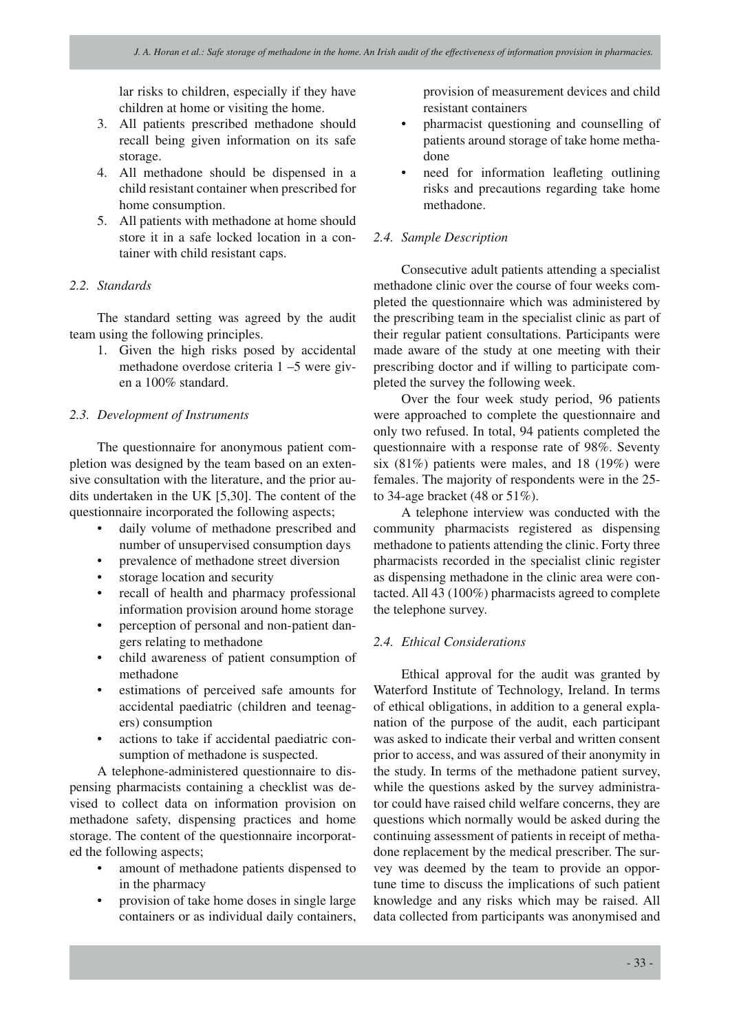lar risks to children, especially if they have children at home or visiting the home.

3. All patients prescribed methadone should recall being given information on its safe storage.
4. All methadone should be dispensed in a child resistant container when prescribed for home consumption.
5. All patients with methadone at home should store it in a safe locked location in a container with child resistant caps.

### *2.2. Standards*

The standard setting was agreed by the audit team using the following principles.

1. Given the high risks posed by accidental methadone overdose criteria 1 –5 were given a 100% standard.

### *2.3. Development of Instruments*

The questionnaire for anonymous patient completion was designed by the team based on an extensive consultation with the literature, and the prior audits undertaken in the UK [5,30]. The content of the questionnaire incorporated the following aspects;

- daily volume of methadone prescribed and number of unsupervised consumption days
- prevalence of methadone street diversion
- storage location and security
- recall of health and pharmacy professional information provision around home storage
- perception of personal and non-patient dangers relating to methadone
- child awareness of patient consumption of methadone
- estimations of perceived safe amounts for accidental paediatric (children and teenagers) consumption
- actions to take if accidental paediatric consumption of methadone is suspected.

A telephone-administered questionnaire to dispensing pharmacists containing a checklist was devised to collect data on information provision on methadone safety, dispensing practices and home storage. The content of the questionnaire incorporated the following aspects;

- amount of methadone patients dispensed to in the pharmacy
- provision of take home doses in single large containers or as individual daily containers, provision of measurement devices and child resistant containers
- pharmacist questioning and counselling of patients around storage of take home methadone
- need for information leafleting outlining risks and precautions regarding take home methadone.

### *2.4. Sample Description*

Consecutive adult patients attending a specialist methadone clinic over the course of four weeks completed the questionnaire which was administered by the prescribing team in the specialist clinic as part of their regular patient consultations. Participants were made aware of the study at one meeting with their prescribing doctor and if willing to participate completed the survey the following week.

Over the four week study period, 96 patients were approached to complete the questionnaire and only two refused. In total, 94 patients completed the questionnaire with a response rate of 98%. Seventy six (81%) patients were males, and 18 (19%) were females. The majority of respondents were in the 25- to 34-age bracket (48 or 51%).

A telephone interview was conducted with the community pharmacists registered as dispensing methadone to patients attending the clinic. Forty three pharmacists recorded in the specialist clinic register as dispensing methadone in the clinic area were contacted. All 43 (100%) pharmacists agreed to complete the telephone survey.

### *2.4. Ethical Considerations*

Ethical approval for the audit was granted by Waterford Institute of Technology, Ireland. In terms of ethical obligations, in addition to a general explanation of the purpose of the audit, each participant was asked to indicate their verbal and written consent prior to access, and was assured of their anonymity in the study. In terms of the methadone patient survey, while the questions asked by the survey administrator could have raised child welfare concerns, they are questions which normally would be asked during the continuing assessment of patients in receipt of methadone replacement by the medical prescriber. The survey was deemed by the team to provide an opportune time to discuss the implications of such patient knowledge and any risks which may be raised. All data collected from participants was anonymised and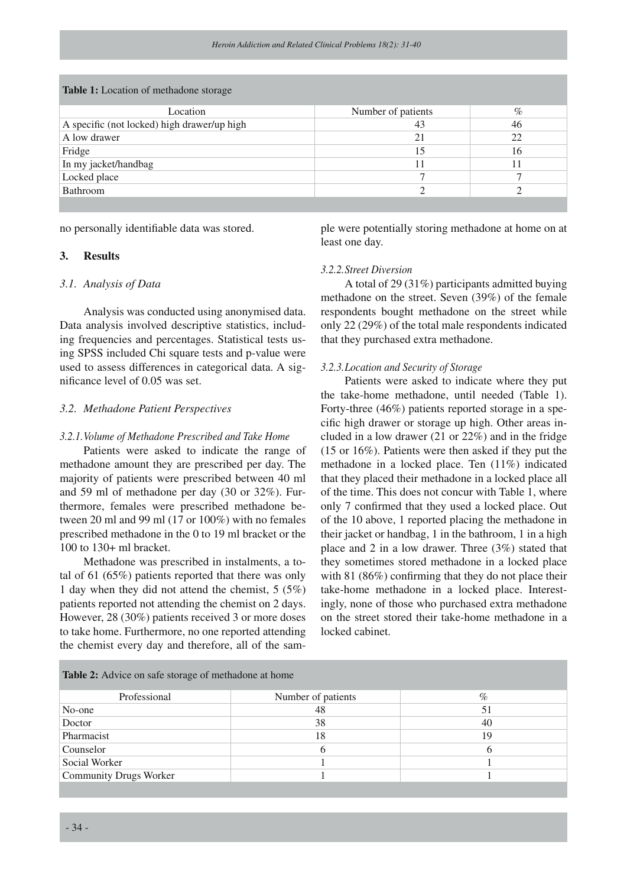**Table 1:** Location of methadone storage

| Location | Number of patients | % |
|---|---|---|
| A specific (not locked) high drawer/up high | 43 | 46 |
| A low drawer | 21 | 22 |
| Fridge | 15 | 16 |
| In my jacket/handbag | 11 | 11 |
| Locked place | 7 | 7 |
| Bathroom | 2 | 2 |

no personally identifiable data was stored.

## 3. Results

### 3.1. Analysis of Data

Analysis was conducted using anonymised data. Data analysis involved descriptive statistics, including frequencies and percentages. Statistical tests using SPSS included Chi square tests and p-value were used to assess differences in categorical data. A significance level of 0.05 was set.

### 3.2. Methadone Patient Perspectives

#### 3.2.1. Volume of Methadone Prescribed and Take Home

Patients were asked to indicate the range of methadone amount they are prescribed per day. The majority of patients were prescribed between 40 ml and 59 ml of methadone per day (30 or 32%). Furthermore, females were prescribed methadone between 20 ml and 99 ml (17 or 100%) with no females prescribed methadone in the 0 to 19 ml bracket or the 100 to 130+ ml bracket.

Methadone was prescribed in instalments, a total of 61 (65%) patients reported that there was only 1 day when they did not attend the chemist, 5 (5%) patients reported not attending the chemist on 2 days. However, 28 (30%) patients received 3 or more doses to take home. Furthermore, no one reported attending the chemist every day and therefore, all of the people were potentially storing methadone at home on at least one day.

#### 3.2.2. Street Diversion

A total of 29 (31%) participants admitted buying methadone on the street. Seven (39%) of the female respondents bought methadone on the street while only 22 (29%) of the total male respondents indicated that they purchased extra methadone.

#### 3.2.3. Location and Security of Storage

Patients were asked to indicate where they put the take-home methadone, until needed (Table 1). Forty-three (46%) patients reported storage in a specific high drawer or storage up high. Other areas included in a low drawer (21 or 22%) and in the fridge (15 or 16%). Patients were then asked if they put the methadone in a locked place. Ten (11%) indicated that they placed their methadone in a locked place all of the time. This does not concur with Table 1, where only 7 confirmed that they used a locked place. Out of the 10 above, 1 reported placing the methadone in their jacket or handbag, 1 in the bathroom, 1 in a high place and 2 in a low drawer. Three (3%) stated that they sometimes stored methadone in a locked place with 81 (86%) confirming that they do not place their take-home methadone in a locked place. Interestingly, none of those who purchased extra methadone on the street stored their take-home methadone in a locked cabinet.

**Table 2:** Advice on safe storage of methadone at home

| Professional | Number of patients | % |
|---|---|---|
| No-one | 48 | 51 |
| Doctor | 38 | 40 |
| Pharmacist | 18 | 19 |
| Counselor | 6 | 6 |
| Social Worker | 1 | 1 |
| Community Drugs Worker | 1 | 1 |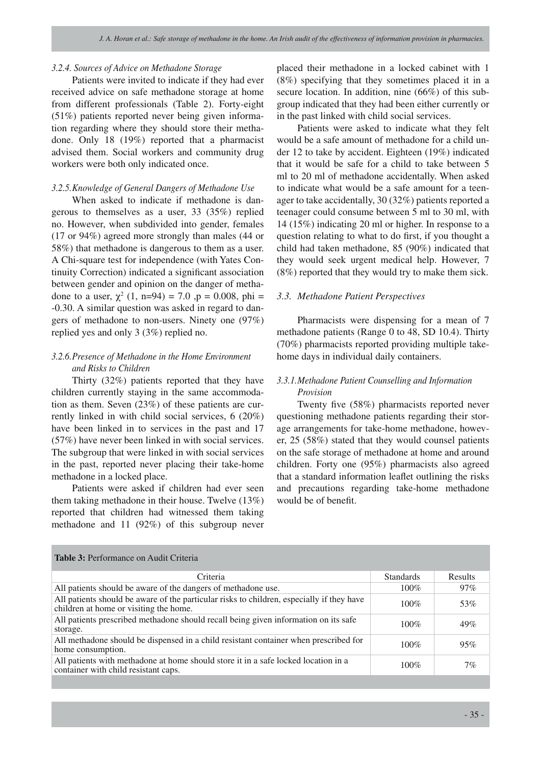#### 3.2.4. Sources of Advice on Methadone Storage

Patients were invited to indicate if they had ever received advice on safe methadone storage at home from different professionals (Table 2). Forty-eight (51%) patients reported never being given information regarding where they should store their methadone. Only 18 (19%) reported that a pharmacist advised them. Social workers and community drug workers were both only indicated once.

#### 3.2.5. Knowledge of General Dangers of Methadone Use

When asked to indicate if methadone is dangerous to themselves as a user, 33 (35%) replied no. However, when subdivided into gender, females (17 or 94%) agreed more strongly than males (44 or 58%) that methadone is dangerous to them as a user. A Chi-square test for independence (with Yates Continuity Correction) indicated a significant association between gender and opinion on the danger of methadone to a user, $\chi^2$ (1, n=94) = 7.0 ,p = 0.008, phi = -0.30. A similar question was asked in regard to dangers of methadone to non-users. Ninety one (97%) replied yes and only 3 (3%) replied no.

#### 3.2.6. Presence of Methadone in the Home Environment and Risks to Children

Thirty (32%) patients reported that they have children currently staying in the same accommodation as them. Seven (23%) of these patients are currently linked in with child social services, 6 (20%) have been linked in to services in the past and 17 (57%) have never been linked in with social services. The subgroup that were linked in with social services in the past, reported never placing their take-home methadone in a locked place.

Patients were asked if children had ever seen them taking methadone in their house. Twelve (13%) reported that children had witnessed them taking methadone and 11 (92%) of this subgroup never placed their methadone in a locked cabinet with 1 (8%) specifying that they sometimes placed it in a secure location. In addition, nine (66%) of this subgroup indicated that they had been either currently or in the past linked with child social services.

Patients were asked to indicate what they felt would be a safe amount of methadone for a child under 12 to take by accident. Eighteen (19%) indicated that it would be safe for a child to take between 5 ml to 20 ml of methadone accidentally. When asked to indicate what would be a safe amount for a teenager to take accidentally, 30 (32%) patients reported a teenager could consume between 5 ml to 30 ml, with 14 (15%) indicating 20 ml or higher. In response to a question relating to what to do first, if you thought a child had taken methadone, 85 (90%) indicated that they would seek urgent medical help. However, 7 (8%) reported that they would try to make them sick.

### 3.3. Methadone Patient Perspectives

Pharmacists were dispensing for a mean of 7 methadone patients (Range 0 to 48, SD 10.4). Thirty (70%) pharmacists reported providing multiple take-home days in individual daily containers.

#### 3.3.1. Methadone Patient Counselling and Information Provision

Twenty five (58%) pharmacists reported never questioning methadone patients regarding their storage arrangements for take-home methadone, however, 25 (58%) stated that they would counsel patients on the safe storage of methadone at home and around children. Forty one (95%) pharmacists also agreed that a standard information leaflet outlining the risks and precautions regarding take-home methadone would be of benefit.

**Table 3:** Performance on Audit Criteria

| Criteria | Standards | Results |
|---|---|---|
| All patients should be aware of the dangers of methadone use. | 100% | 97% |
| All patients should be aware of the particular risks to children, especially if they have children at home or visiting the home. | 100% | 53% |
| All patients prescribed methadone should recall being given information on its safe storage. | 100% | 49% |
| All methadone should be dispensed in a child resistant container when prescribed for home consumption. | 100% | 95% |
| All patients with methadone at home should store it in a safe locked location in a container with child resistant caps. | 100% | 7% |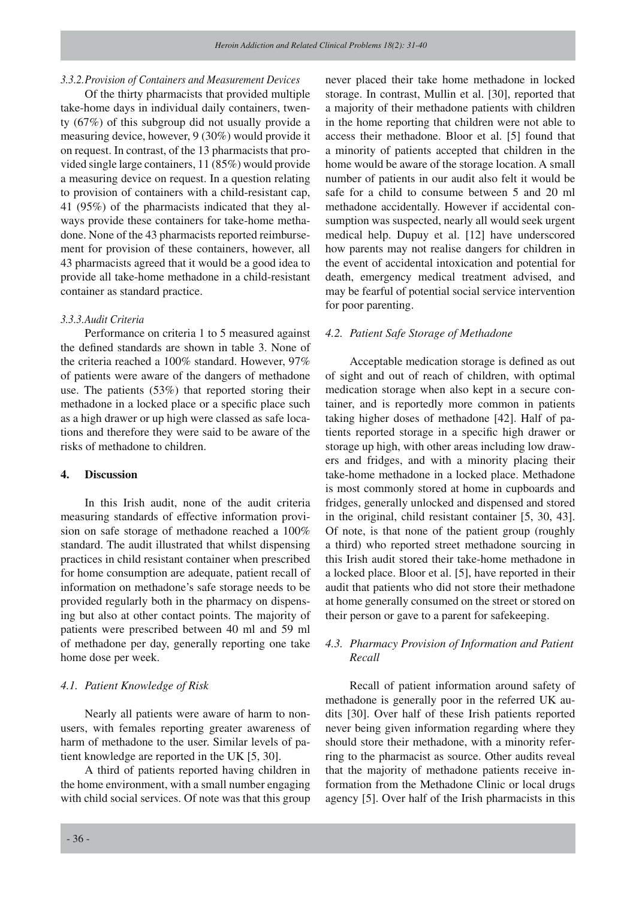#### 3.3.2. Provision of Containers and Measurement Devices

Of the thirty pharmacists that provided multiple take-home days in individual daily containers, twenty (67%) of this subgroup did not usually provide a measuring device, however, 9 (30%) would provide it on request. In contrast, of the 13 pharmacists that provided single large containers, 11 (85%) would provide a measuring device on request. In a question relating to provision of containers with a child-resistant cap, 41 (95%) of the pharmacists indicated that they always provide these containers for take-home methadone. None of the 43 pharmacists reported reimbursement for provision of these containers, however, all 43 pharmacists agreed that it would be a good idea to provide all take-home methadone in a child-resistant container as standard practice.

#### 3.3.3. Audit Criteria

Performance on criteria 1 to 5 measured against the defined standards are shown in table 3. None of the criteria reached a 100% standard. However, 97% of patients were aware of the dangers of methadone use. The patients (53%) that reported storing their methadone in a locked place or a specific place such as a high drawer or up high were classed as safe locations and therefore they were said to be aware of the risks of methadone to children.

## 4. Discussion

In this Irish audit, none of the audit criteria measuring standards of effective information provision on safe storage of methadone reached a 100% standard. The audit illustrated that whilst dispensing practices in child resistant container when prescribed for home consumption are adequate, patient recall of information on methadone's safe storage needs to be provided regularly both in the pharmacy on dispensing but also at other contact points. The majority of patients were prescribed between 40 ml and 59 ml of methadone per day, generally reporting one take home dose per week.

### 4.1. Patient Knowledge of Risk

Nearly all patients were aware of harm to non-users, with females reporting greater awareness of harm of methadone to the user. Similar levels of patient knowledge are reported in the UK [5, 30].

A third of patients reported having children in the home environment, with a small number engaging with child social services. Of note was that this group never placed their take home methadone in locked storage. In contrast, Mullin et al. [30], reported that a majority of their methadone patients with children in the home reporting that children were not able to access their methadone. Bloor et al. [5] found that a minority of patients accepted that children in the home would be aware of the storage location. A small number of patients in our audit also felt it would be safe for a child to consume between 5 and 20 ml methadone accidentally. However if accidental consumption was suspected, nearly all would seek urgent medical help. Dupuy et al. [12] have underscored how parents may not realise dangers for children in the event of accidental intoxication and potential for death, emergency medical treatment advised, and may be fearful of potential social service intervention for poor parenting.

### 4.2. Patient Safe Storage of Methadone

Acceptable medication storage is defined as out of sight and out of reach of children, with optimal medication storage when also kept in a secure container, and is reportedly more common in patients taking higher doses of methadone [42]. Half of patients reported storage in a specific high drawer or storage up high, with other areas including low drawers and fridges, and with a minority placing their take-home methadone in a locked place. Methadone is most commonly stored at home in cupboards and fridges, generally unlocked and dispensed and stored in the original, child resistant container [5, 30, 43]. Of note, is that none of the patient group (roughly a third) who reported street methadone sourcing in this Irish audit stored their take-home methadone in a locked place. Bloor et al. [5], have reported in their audit that patients who did not store their methadone at home generally consumed on the street or stored on their person or gave to a parent for safekeeping.

### 4.3. Pharmacy Provision of Information and Patient Recall

Recall of patient information around safety of methadone is generally poor in the referred UK audits [30]. Over half of these Irish patients reported never being given information regarding where they should store their methadone, with a minority referring to the pharmacist as source. Other audits reveal that the majority of methadone patients receive information from the Methadone Clinic or local drugs agency [5]. Over half of the Irish pharmacists in this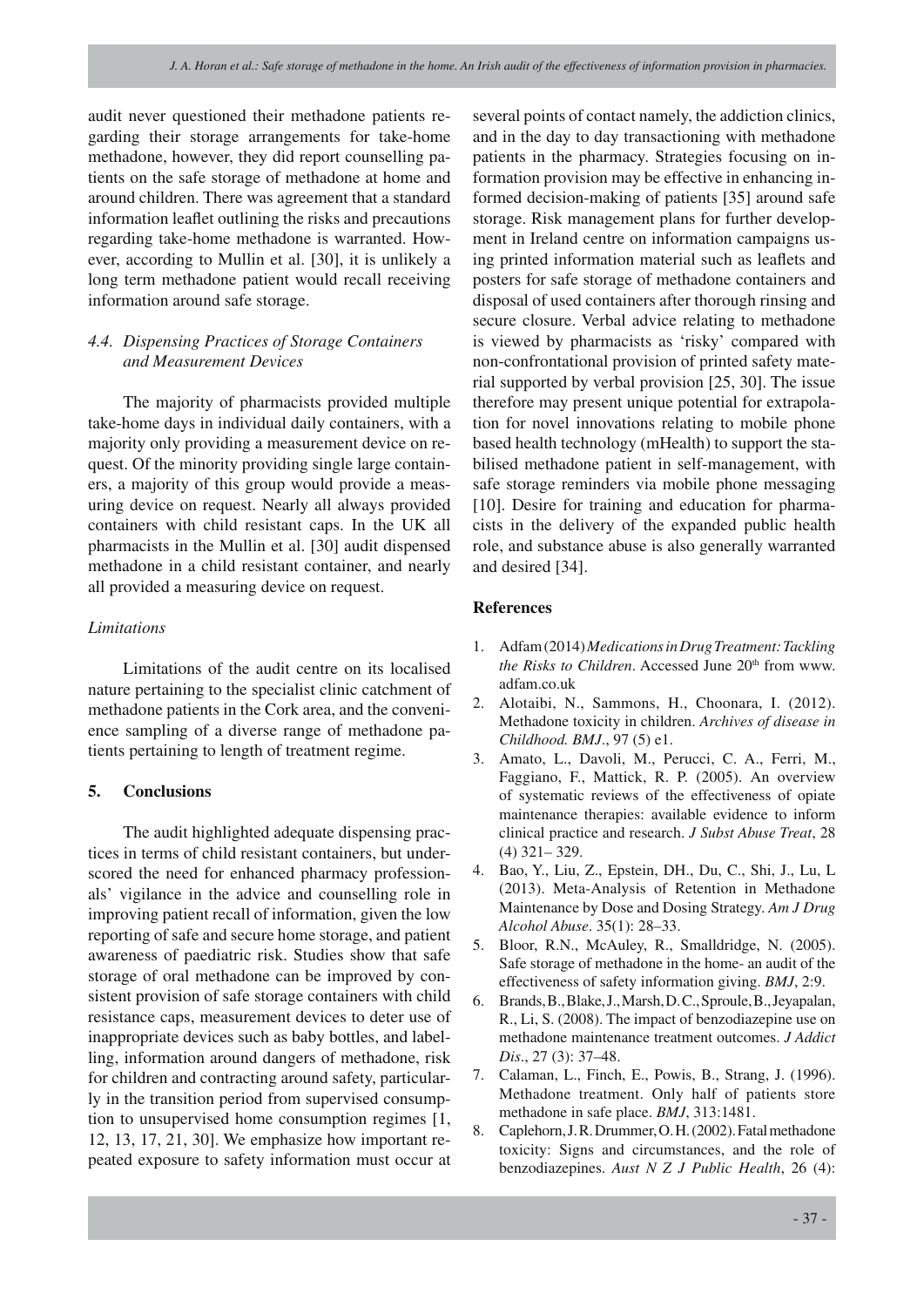audit never questioned their methadone patients regarding their storage arrangements for take-home methadone, however, they did report counselling patients on the safe storage of methadone at home and around children. There was agreement that a standard information leaflet outlining the risks and precautions regarding take-home methadone is warranted. However, according to Mullin et al. [30], it is unlikely a long term methadone patient would recall receiving information around safe storage.

### *4.4. Dispensing Practices of Storage Containers and Measurement Devices*

The majority of pharmacists provided multiple take-home days in individual daily containers, with a majority only providing a measurement device on request. Of the minority providing single large containers, a majority of this group would provide a measuring device on request. Nearly all always provided containers with child resistant caps. In the UK all pharmacists in the Mullin et al. [30] audit dispensed methadone in a child resistant container, and nearly all provided a measuring device on request.

### *Limitations*

Limitations of the audit centre on its localised nature pertaining to the specialist clinic catchment of methadone patients in the Cork area, and the convenience sampling of a diverse range of methadone patients pertaining to length of treatment regime.

## 5. Conclusions

The audit highlighted adequate dispensing practices in terms of child resistant containers, but underscored the need for enhanced pharmacy professionals' vigilance in the advice and counselling role in improving patient recall of information, given the low reporting of safe and secure home storage, and patient awareness of paediatric risk. Studies show that safe storage of oral methadone can be improved by consistent provision of safe storage containers with child resistance caps, measurement devices to deter use of inappropriate devices such as baby bottles, and labelling, information around dangers of methadone, risk for children and contracting around safety, particularly in the transition period from supervised consumption to unsupervised home consumption regimes [1, 12, 13, 17, 21, 30]. We emphasize how important repeated exposure to safety information must occur at several points of contact namely, the addiction clinics, and in the day to day transactioning with methadone patients in the pharmacy. Strategies focusing on information provision may be effective in enhancing informed decision-making of patients [35] around safe storage. Risk management plans for further development in Ireland centre on information campaigns using printed information material such as leaflets and posters for safe storage of methadone containers and disposal of used containers after thorough rinsing and secure closure. Verbal advice relating to methadone is viewed by pharmacists as 'risky' compared with non-confrontational provision of printed safety material supported by verbal provision [25, 30]. The issue therefore may present unique potential for extrapolation for novel innovations relating to mobile phone based health technology (mHealth) to support the stabilised methadone patient in self-management, with safe storage reminders via mobile phone messaging [10]. Desire for training and education for pharmacists in the delivery of the expanded public health role, and substance abuse is also generally warranted and desired [34].

## References

1. Adfam (2014) *Medications in Drug Treatment: Tackling the Risks to Children*. Accessed June 20th from www.adfam.co.uk
2. Alotaibi, N., Sammons, H., Choonara, I. (2012). Methadone toxicity in children. *Archives of disease in Childhood. BMJ*., 97 (5) e1.
3. Amato, L., Davoli, M., Perucci, C. A., Ferri, M., Faggiano, F., Mattick, R. P. (2005). An overview of systematic reviews of the effectiveness of opiate maintenance therapies: available evidence to inform clinical practice and research. *J Subst Abuse Treat*, 28 (4) 321– 329.
4. Bao, Y., Liu, Z., Epstein, DH., Du, C., Shi, J., Lu, L (2013). Meta-Analysis of Retention in Methadone Maintenance by Dose and Dosing Strategy. *Am J Drug Alcohol Abuse*. 35(1): 28–33.
5. Bloor, R.N., McAuley, R., Smalldridge, N. (2005). Safe storage of methadone in the home- an audit of the effectiveness of safety information giving. *BMJ*, 2:9.
6. Brands, B., Blake, J., Marsh, D.C., Sproule, B., Jeyapalan, R., Li, S. (2008). The impact of benzodiazepine use on methadone maintenance treatment outcomes. *J Addict Dis*., 27 (3): 37–48.
7. Calaman, L., Finch, E., Powis, B., Strang, J. (1996). Methadone treatment. Only half of patients store methadone in safe place. *BMJ*, 313:1481.
8. Caplehorn, J. R. Drummer, O. H. (2002). Fatal methadone toxicity: Signs and circumstances, and the role of benzodiazepines. *Aust N Z J Public Health*, 26 (4):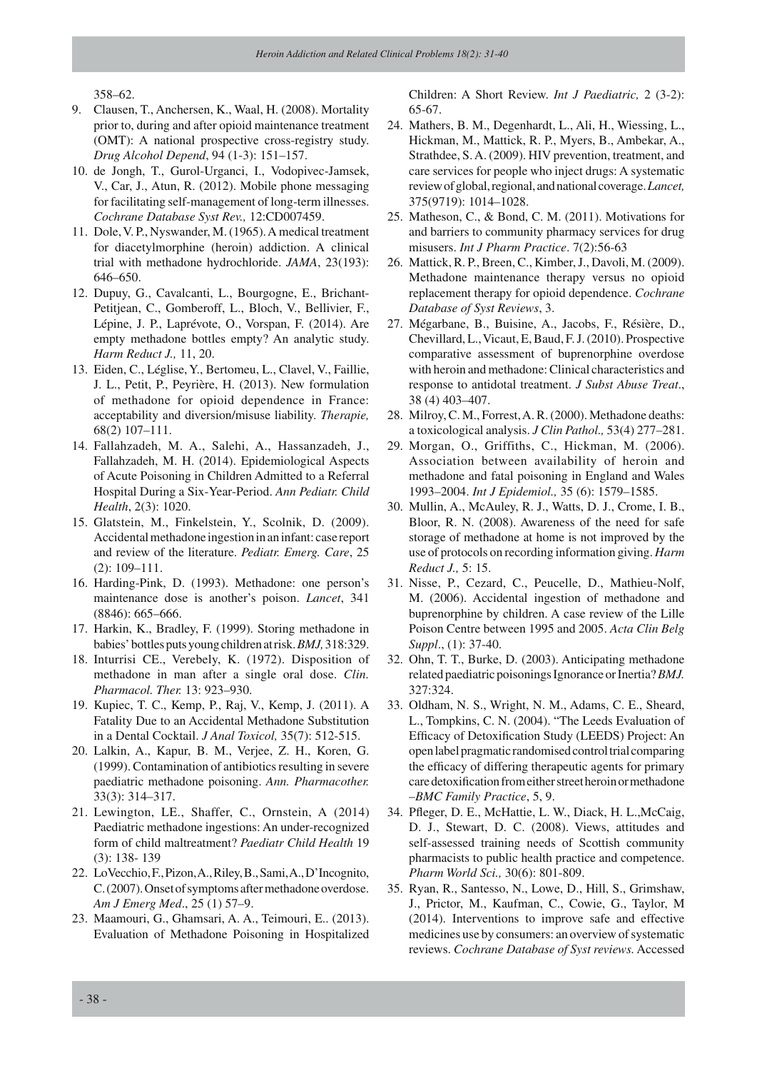358–62.

9. Clausen, T., Anchersen, K., Waal, H. (2008). Mortality prior to, during and after opioid maintenance treatment (OMT): A national prospective cross-registry study. *Drug Alcohol Depend*, 94 (1-3): 151–157.
10. de Jongh, T., Gurol-Urganci, I., Vodopivec-Jamsek, V., Car, J., Atun, R. (2012). Mobile phone messaging for facilitating self-management of long-term illnesses. *Cochrane Database Syst Rev.,* 12:CD007459.
11. Dole, V. P., Nyswander, M. (1965). A medical treatment for diacetylmorphine (heroin) addiction. A clinical trial with methadone hydrochloride. *JAMA*, 23(193): 646–650.
12. Dupuy, G., Cavalcanti, L., Bourgogne, E., Brichant-Petitjean, C., Gomberoff, L., Bloch, V., Bellivier, F., Lépine, J. P., Laprévote, O., Vorspan, F. (2014). Are empty methadone bottles empty? An analytic study. *Harm Reduct J.,* 11, 20.
13. Eiden, C., Léglise, Y., Bertomeu, L., Clavel, V., Faillie, J. L., Petit, P., Peyrière, H. (2013). New formulation of methadone for opioid dependence in France: acceptability and diversion/misuse liability. *Therapie,* 68(2) 107–111.
14. Fallahzadeh, M. A., Salehi, A., Hassanzadeh, J., Fallahzadeh, M. H. (2014). Epidemiological Aspects of Acute Poisoning in Children Admitted to a Referral Hospital During a Six-Year-Period. *Ann Pediatr. Child Health*, 2(3): 1020.
15. Glatstein, M., Finkelstein, Y., Scolnik, D. (2009). Accidental methadone ingestion in an infant: case report and review of the literature. *Pediatr. Emerg. Care*, 25 (2): 109–111.
16. Harding-Pink, D. (1993). Methadone: one person's maintenance dose is another's poison. *Lancet*, 341 (8846): 665–666.
17. Harkin, K., Bradley, F. (1999). Storing methadone in babies' bottles puts young children at risk. *BMJ,* 318:329.
18. Inturrisi CE., Verebely, K. (1972). Disposition of methadone in man after a single oral dose. *Clin. Pharmacol. Ther.* 13: 923–930.
19. Kupiec, T. C., Kemp, P., Raj, V., Kemp, J. (2011). A Fatality Due to an Accidental Methadone Substitution in a Dental Cocktail. *J Anal Toxicol,* 35(7): 512-515.
20. Lalkin, A., Kapur, B. M., Verjee, Z. H., Koren, G. (1999). Contamination of antibiotics resulting in severe paediatric methadone poisoning. *Ann. Pharmacother.* 33(3): 314–317.
21. Lewington, LE., Shaffer, C., Ornstein, A (2014) Paediatric methadone ingestions: An under-recognized form of child maltreatment? *Paediatr Child Health* 19 (3): 138- 139
22. LoVecchio, F., Pizon, A., Riley, B., Sami, A., D'Incognito, C. (2007). Onset of symptoms after methadone overdose. *Am J Emerg Med*., 25 (1) 57–9.
23. Maamouri, G., Ghamsari, A. A., Teimouri, E.. (2013). Evaluation of Methadone Poisoning in Hospitalized Children: A Short Review. *Int J Paediatric,* 2 (3-2): 65-67.
24. Mathers, B. M., Degenhardt, L., Ali, H., Wiessing, L., Hickman, M., Mattick, R. P., Myers, B., Ambekar, A., Strathdee, S. A. (2009). HIV prevention, treatment, and care services for people who inject drugs: A systematic review of global, regional, and national coverage. *Lancet,* 375(9719): 1014–1028.
25. Matheson, C., & Bond, C. M. (2011). Motivations for and barriers to community pharmacy services for drug misusers. *Int J Pharm Practice*. 7(2):56-63
26. Mattick, R. P., Breen, C., Kimber, J., Davoli, M. (2009). Methadone maintenance therapy versus no opioid replacement therapy for opioid dependence. *Cochrane Database of Syst Reviews*, 3.
27. Mégarbane, B., Buisine, A., Jacobs, F., Résière, D., Chevillard, L., Vicaut, E, Baud, F. J. (2010). Prospective comparative assessment of buprenorphine overdose with heroin and methadone: Clinical characteristics and response to antidotal treatment. *J Subst Abuse Treat*., 38 (4) 403–407.
28. Milroy, C. M., Forrest, A. R. (2000). Methadone deaths: a toxicological analysis. *J Clin Pathol.,* 53(4) 277–281.
29. Morgan, O., Griffiths, C., Hickman, M. (2006). Association between availability of heroin and methadone and fatal poisoning in England and Wales 1993–2004. *Int J Epidemiol.,* 35 (6): 1579–1585.
30. Mullin, A., McAuley, R. J., Watts, D. J., Crome, I. B., Bloor, R. N. (2008). Awareness of the need for safe storage of methadone at home is not improved by the use of protocols on recording information giving. *Harm Reduct J.,* 5: 15.
31. Nisse, P., Cezard, C., Peucelle, D., Mathieu-Nolf, M. (2006). Accidental ingestion of methadone and buprenorphine by children. A case review of the Lille Poison Centre between 1995 and 2005. *Acta Clin Belg Suppl*., (1): 37-40.
32. Ohn, T. T., Burke, D. (2003). Anticipating methadone related paediatric poisonings Ignorance or Inertia? *BMJ.* 327:324.
33. Oldham, N. S., Wright, N. M., Adams, C. E., Sheard, L., Tompkins, C. N. (2004). "The Leeds Evaluation of Efficacy of Detoxification Study (LEEDS) Project: An open label pragmatic randomised control trial comparing the efficacy of differing therapeutic agents for primary care detoxification from either street heroin or methadone –*BMC Family Practice*, 5, 9.
34. Pfleger, D. E., McHattie, L. W., Diack, H. L.,McCaig, D. J., Stewart, D. C. (2008). Views, attitudes and self-assessed training needs of Scottish community pharmacists to public health practice and competence. *Pharm World Sci.,* 30(6): 801-809.
35. Ryan, R., Santesso, N., Lowe, D., Hill, S., Grimshaw, J., Prictor, M., Kaufman, C., Cowie, G., Taylor, M (2014). Interventions to improve safe and effective medicines use by consumers: an overview of systematic reviews. *Cochrane Database of Syst reviews.* Accessed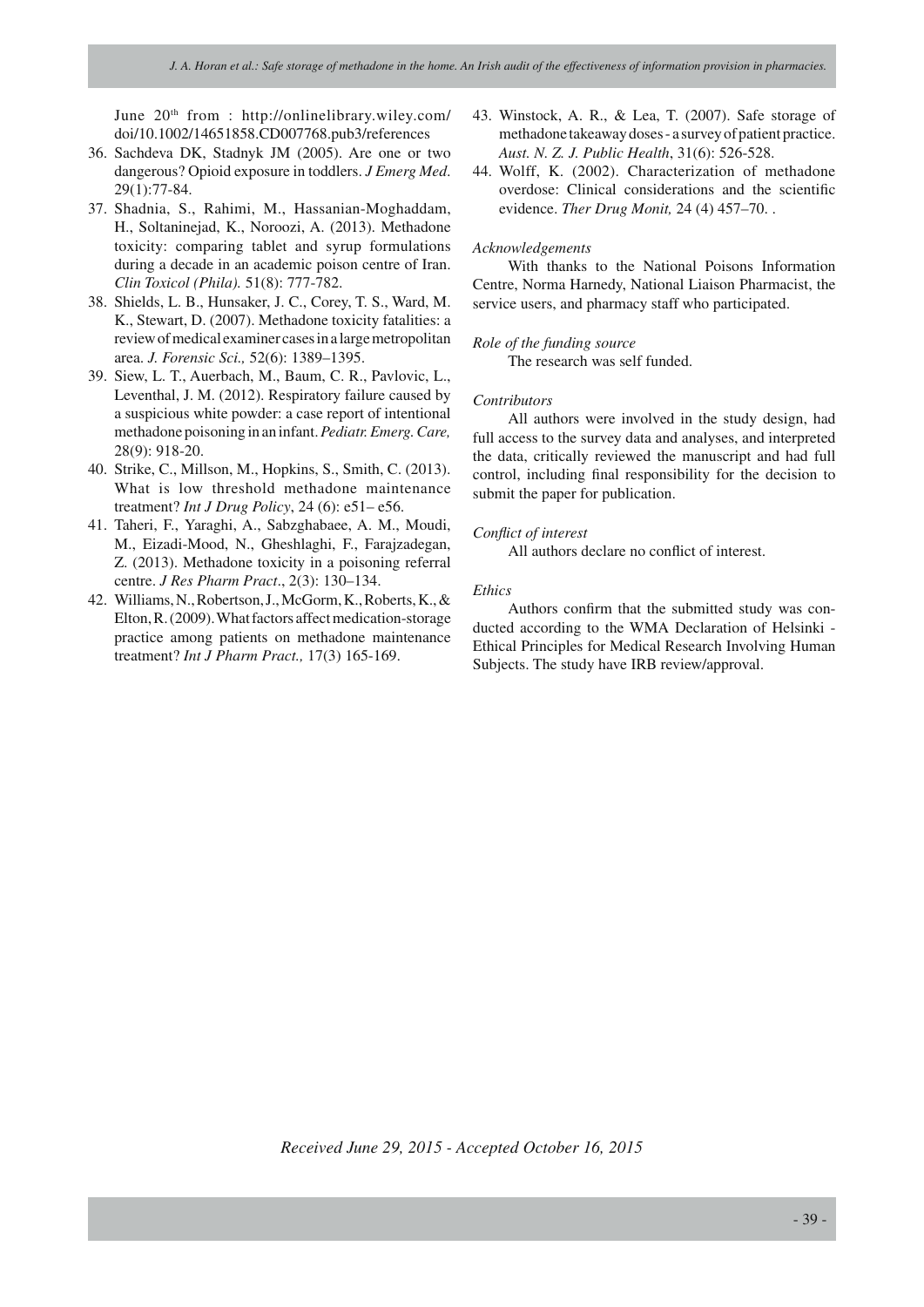June 20th from : http://onlinelibrary.wiley.com/doi/10.1002/14651858.CD007768.pub3/references

36. Sachdeva DK, Stadnyk JM (2005). Are one or two dangerous? Opioid exposure in toddlers. *J Emerg Med.* 29(1):77-84.
37. Shadnia, S., Rahimi, M., Hassanian-Moghaddam, H., Soltaninejad, K., Noroozi, A. (2013). Methadone toxicity: comparing tablet and syrup formulations during a decade in an academic poison centre of Iran. *Clin Toxicol (Phila).* 51(8): 777-782.
38. Shields, L. B., Hunsaker, J. C., Corey, T. S., Ward, M. K., Stewart, D. (2007). Methadone toxicity fatalities: a review of medical examiner cases in a large metropolitan area. *J. Forensic Sci.,* 52(6): 1389–1395.
39. Siew, L. T., Auerbach, M., Baum, C. R., Pavlovic, L., Leventhal, J. M. (2012). Respiratory failure caused by a suspicious white powder: a case report of intentional methadone poisoning in an infant. *Pediatr. Emerg. Care,* 28(9): 918-20.
40. Strike, C., Millson, M., Hopkins, S., Smith, C. (2013). What is low threshold methadone maintenance treatment? *Int J Drug Policy*, 24 (6): e51– e56.
41. Taheri, F., Yaraghi, A., Sabzghabaee, A. M., Moudi, M., Eizadi-Mood, N., Gheshlaghi, F., Farajzadegan, Z. (2013). Methadone toxicity in a poisoning referral centre. *J Res Pharm Pract*., 2(3): 130–134.
42. Williams, N., Robertson, J., McGorm, K., Roberts, K., & Elton, R. (2009). What factors affect medication-storage practice among patients on methadone maintenance treatment? *Int J Pharm Pract.,* 17(3) 165-169.
43. Winstock, A. R., & Lea, T. (2007). Safe storage of methadone takeaway doses - a survey of patient practice. *Aust. N. Z. J. Public Health*, 31(6): 526-528.
44. Wolff, K. (2002). Characterization of methadone overdose: Clinical considerations and the scientific evidence. *Ther Drug Monit,* 24 (4) 457–70. .

*Acknowledgements*

With thanks to the National Poisons Information Centre, Norma Harnedy, National Liaison Pharmacist, the service users, and pharmacy staff who participated.

*Role of the funding source*

The research was self funded.

*Contributors*

All authors were involved in the study design, had full access to the survey data and analyses, and interpreted the data, critically reviewed the manuscript and had full control, including final responsibility for the decision to submit the paper for publication.

*Conflict of interest*

All authors declare no conflict of interest.

*Ethics*

Authors confirm that the submitted study was conducted according to the WMA Declaration of Helsinki - Ethical Principles for Medical Research Involving Human Subjects. The study have IRB review/approval.

*Received June 29, 2015 - Accepted October 16, 2015*